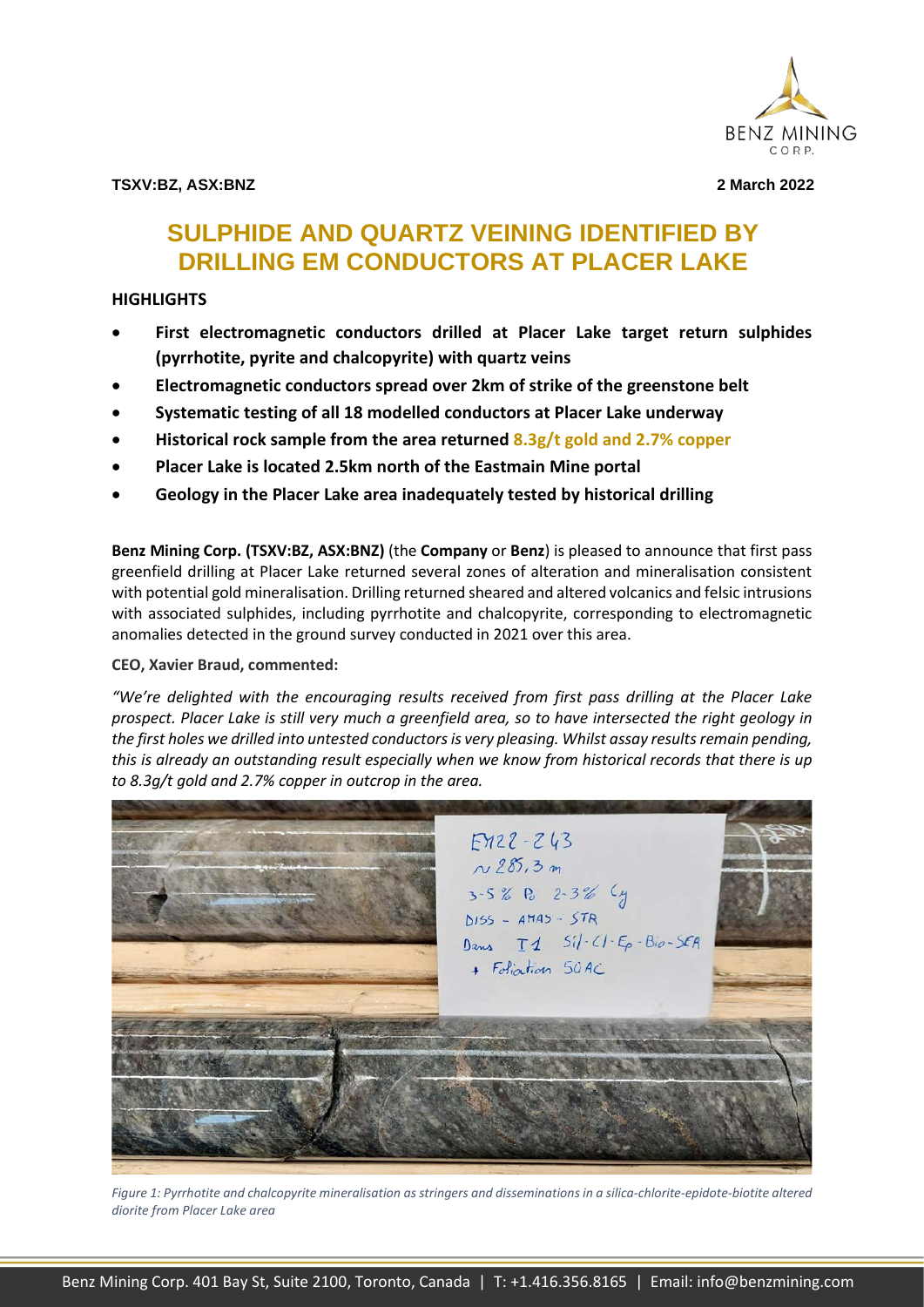**TSXV:BZ, ASX:BNZ** **2 March 2022**

# SULPHIDE AND QUARTZ VEINING IDENTIFIED BY DRILLING EM CONDUCTORS AT PLACER LAKE

## HIGHLIGHTS

- **First electromagnetic conductors drilled at Placer Lake target return sulphides (pyrrhotite, pyrite and chalcopyrite) with quartz veins**
- **Electromagnetic conductors spread over 2km of strike of the greenstone belt**
- **Systematic testing of all 18 modelled conductors at Placer Lake underway**
- **Historical rock sample from the area returned 8.3g/t gold and 2.7% copper**
- **Placer Lake is located 2.5km north of the Eastmain Mine portal**
- **Geology in the Placer Lake area inadequately tested by historical drilling**

**Benz Mining Corp. (TSXV:BZ, ASX:BNZ)** (the **Company** or **Benz**) is pleased to announce that first pass greenfield drilling at Placer Lake returned several zones of alteration and mineralisation consistent with potential gold mineralisation. Drilling returned sheared and altered volcanics and felsic intrusions with associated sulphides, including pyrrhotite and chalcopyrite, corresponding to electromagnetic anomalies detected in the ground survey conducted in 2021 over this area.

**CEO, Xavier Braud, commented:**

*"We're delighted with the encouraging results received from first pass drilling at the Placer Lake prospect. Placer Lake is still very much a greenfield area, so to have intersected the right geology in the first holes we drilled into untested conductors is very pleasing. Whilst assay results remain pending, this is already an outstanding result especially when we know from historical records that there is up to 8.3g/t gold and 2.7% copper in outcrop in the area.*

*Figure 1: Pyrrhotite and chalcopyrite mineralisation as stringers and disseminations in a silica-chlorite-epidote-biotite altered diorite from Placer Lake area*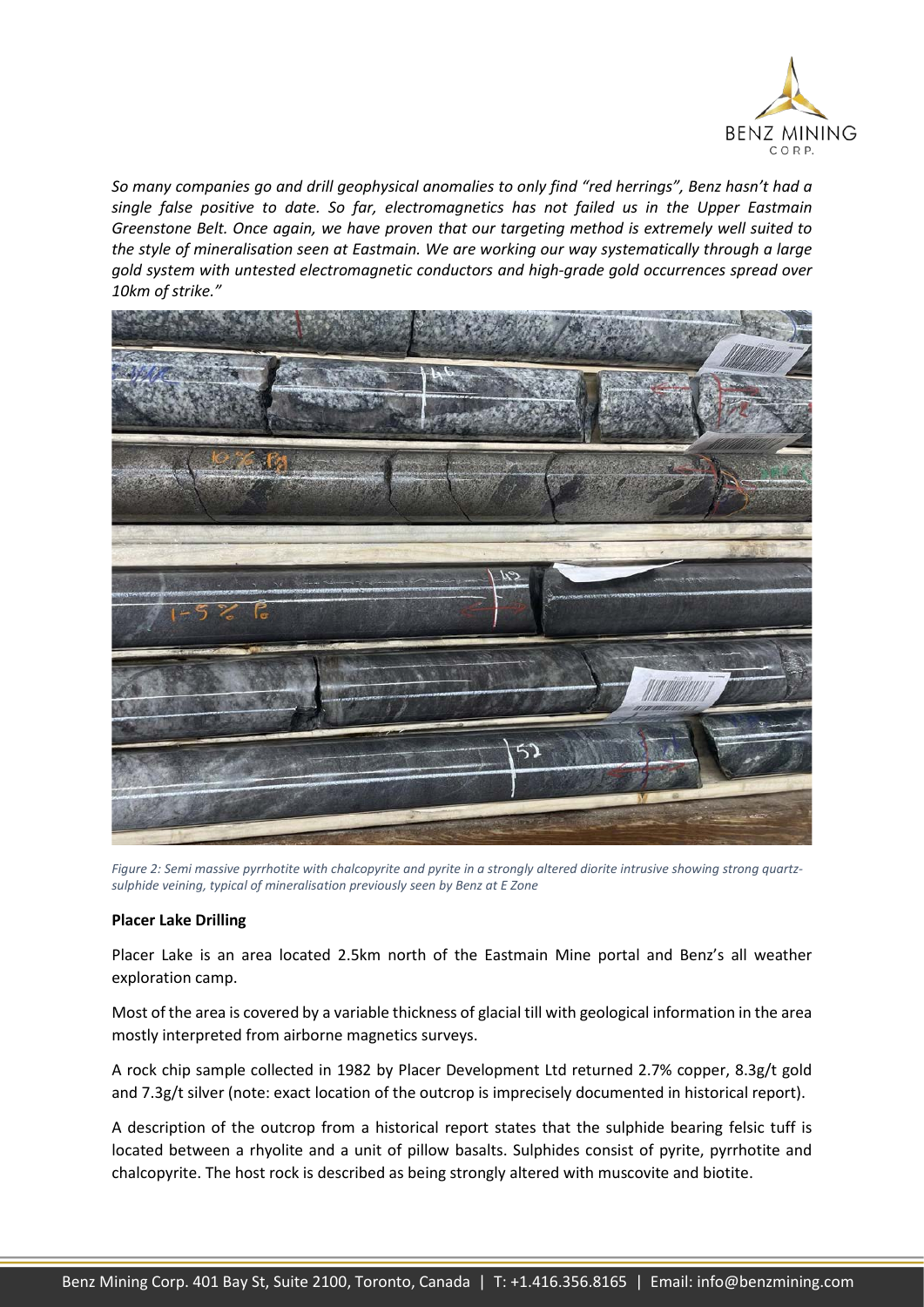*So many companies go and drill geophysical anomalies to only find "red herrings", Benz hasn't had a single false positive to date. So far, electromagnetics has not failed us in the Upper Eastmain Greenstone Belt. Once again, we have proven that our targeting method is extremely well suited to the style of mineralisation seen at Eastmain. We are working our way systematically through a large gold system with untested electromagnetic conductors and high-grade gold occurrences spread over 10km of strike."*

*Figure 2: Semi massive pyrrhotite with chalcopyrite and pyrite in a strongly altered diorite intrusive showing strong quartz-sulphide veining, typical of mineralisation previously seen by Benz at E Zone*

**Placer Lake Drilling**

Placer Lake is an area located 2.5km north of the Eastmain Mine portal and Benz's all weather exploration camp.

Most of the area is covered by a variable thickness of glacial till with geological information in the area mostly interpreted from airborne magnetics surveys.

A rock chip sample collected in 1982 by Placer Development Ltd returned 2.7% copper, 8.3g/t gold and 7.3g/t silver (note: exact location of the outcrop is imprecisely documented in historical report).

A description of the outcrop from a historical report states that the sulphide bearing felsic tuff is located between a rhyolite and a unit of pillow basalts. Sulphides consist of pyrite, pyrrhotite and chalcopyrite. The host rock is described as being strongly altered with muscovite and biotite.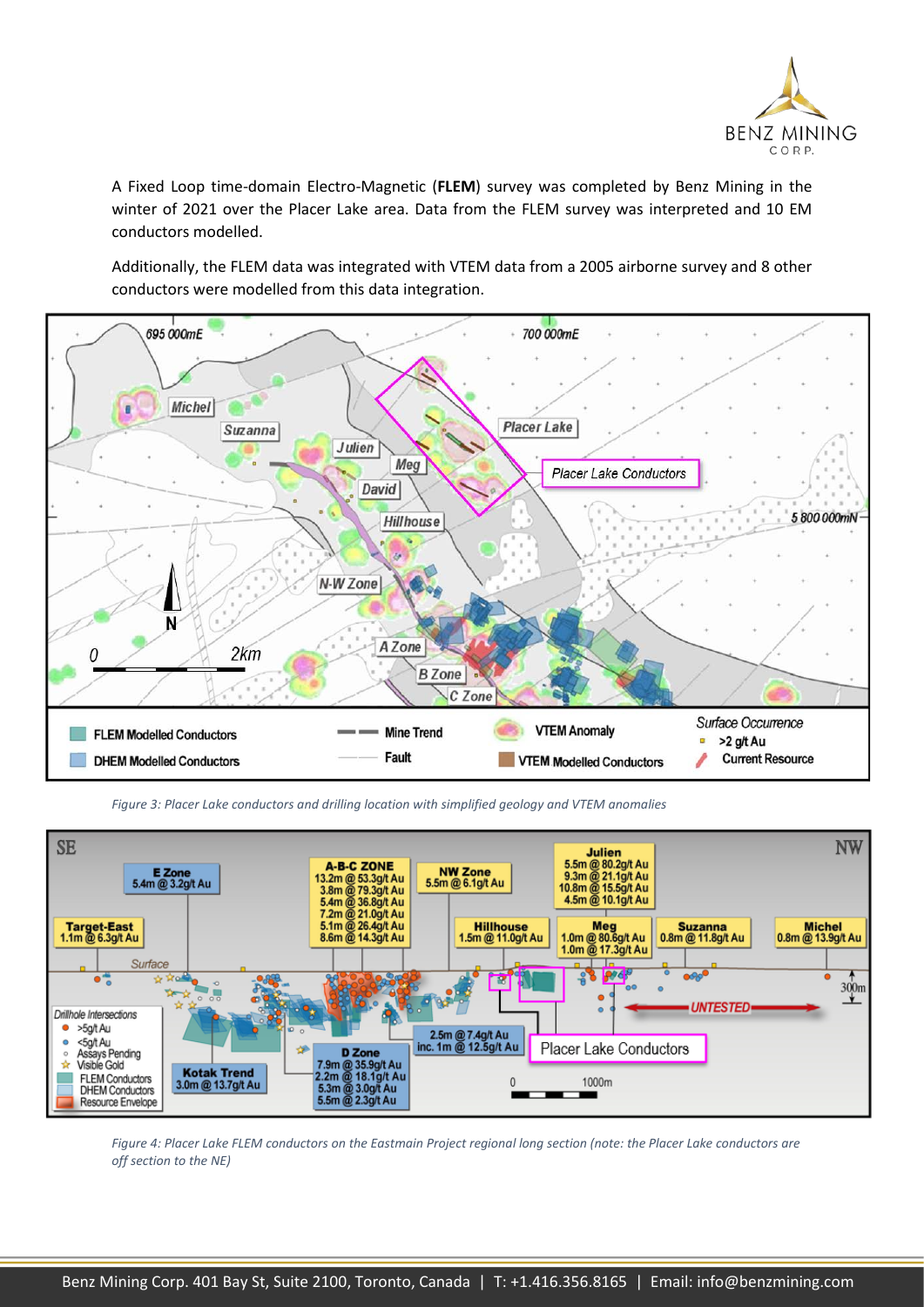A Fixed Loop time-domain Electro-Magnetic (**FLEM**) survey was completed by Benz Mining in the winter of 2021 over the Placer Lake area. Data from the FLEM survey was interpreted and 10 EM conductors modelled.

Additionally, the FLEM data was integrated with VTEM data from a 2005 airborne survey and 8 other conductors were modelled from this data integration.

*Figure 3: Placer Lake conductors and drilling location with simplified geology and VTEM anomalies*

*Figure 4: Placer Lake FLEM conductors on the Eastmain Project regional long section (note: the Placer Lake conductors are off section to the NE)*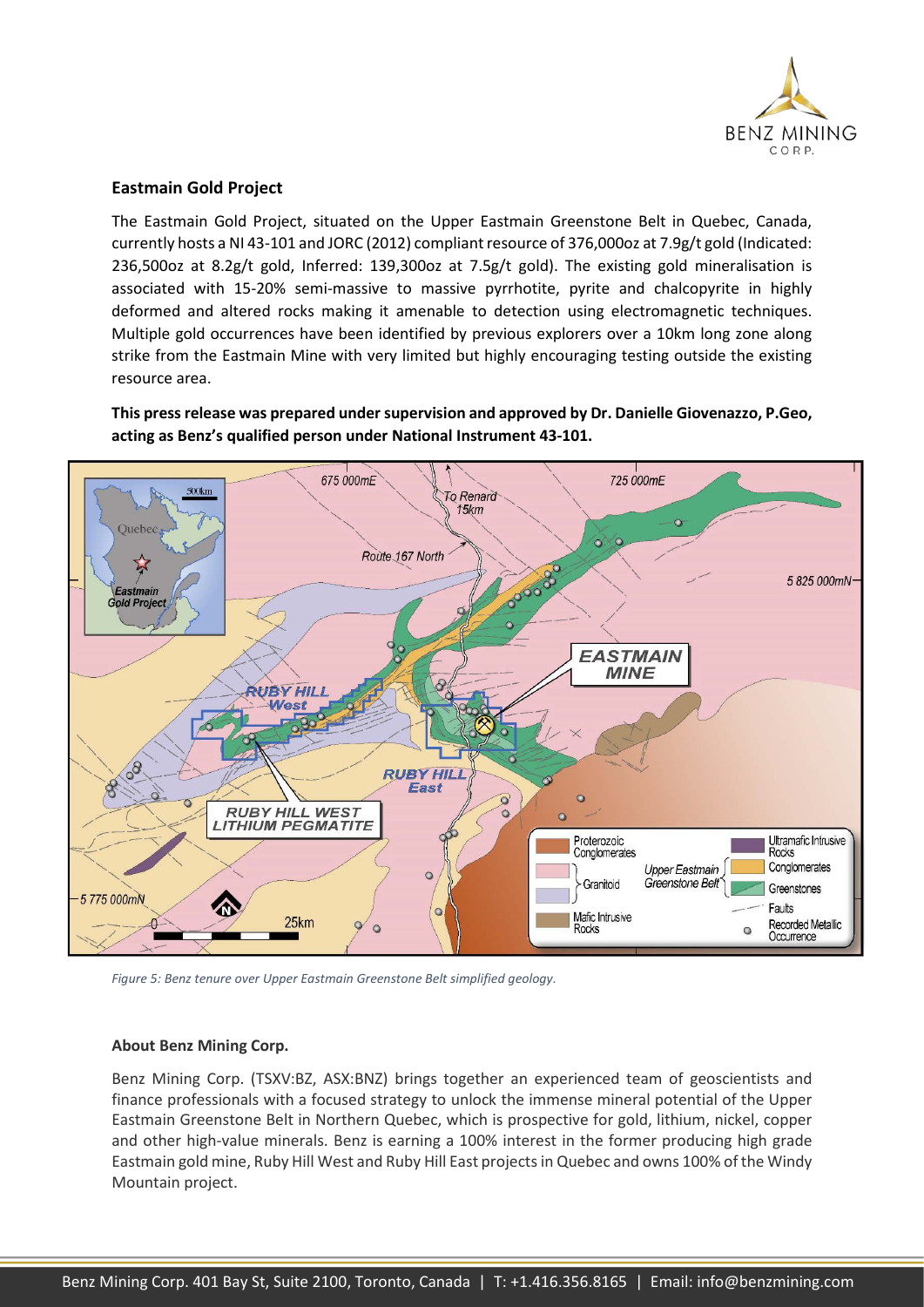## Eastmain Gold Project

The Eastmain Gold Project, situated on the Upper Eastmain Greenstone Belt in Quebec, Canada, currently hosts a NI 43-101 and JORC (2012) compliant resource of 376,000oz at 7.9g/t gold (Indicated: 236,500oz at 8.2g/t gold, Inferred: 139,300oz at 7.5g/t gold). The existing gold mineralisation is associated with 15-20% semi-massive to massive pyrrhotite, pyrite and chalcopyrite in highly deformed and altered rocks making it amenable to detection using electromagnetic techniques. Multiple gold occurrences have been identified by previous explorers over a 10km long zone along strike from the Eastmain Mine with very limited but highly encouraging testing outside the existing resource area.

**This press release was prepared under supervision and approved by Dr. Danielle Giovenazzo, P.Geo, acting as Benz's qualified person under National Instrument 43-101.**

*Figure 5: Benz tenure over Upper Eastmain Greenstone Belt simplified geology.*

### About Benz Mining Corp.

Benz Mining Corp. (TSXV:BZ, ASX:BNZ) brings together an experienced team of geoscientists and finance professionals with a focused strategy to unlock the immense mineral potential of the Upper Eastmain Greenstone Belt in Northern Quebec, which is prospective for gold, lithium, nickel, copper and other high-value minerals. Benz is earning a 100% interest in the former producing high grade Eastmain gold mine, Ruby Hill West and Ruby Hill East projects in Quebec and owns 100% of the Windy Mountain project.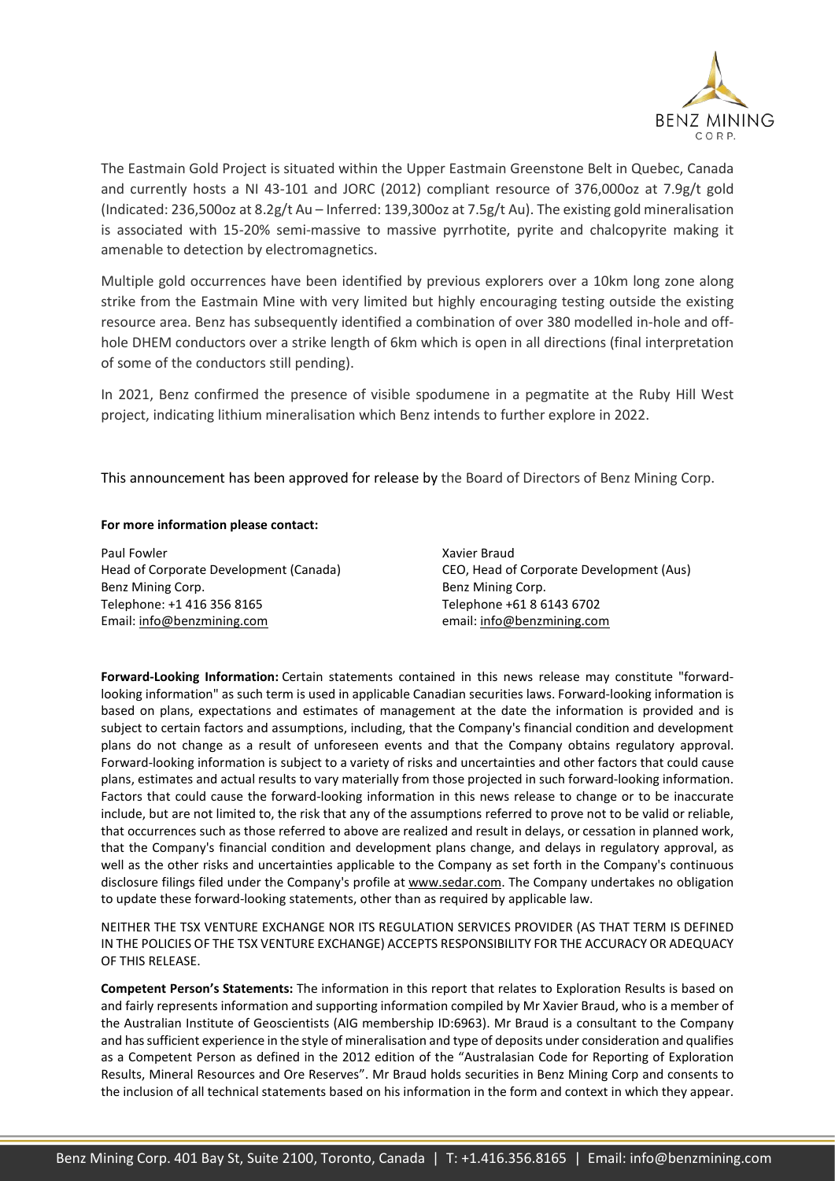The Eastmain Gold Project is situated within the Upper Eastmain Greenstone Belt in Quebec, Canada and currently hosts a NI 43-101 and JORC (2012) compliant resource of 376,000oz at 7.9g/t gold (Indicated: 236,500oz at 8.2g/t Au – Inferred: 139,300oz at 7.5g/t Au). The existing gold mineralisation is associated with 15-20% semi-massive to massive pyrrhotite, pyrite and chalcopyrite making it amenable to detection by electromagnetics.

Multiple gold occurrences have been identified by previous explorers over a 10km long zone along strike from the Eastmain Mine with very limited but highly encouraging testing outside the existing resource area. Benz has subsequently identified a combination of over 380 modelled in-hole and off-hole DHEM conductors over a strike length of 6km which is open in all directions (final interpretation of some of the conductors still pending).

In 2021, Benz confirmed the presence of visible spodumene in a pegmatite at the Ruby Hill West project, indicating lithium mineralisation which Benz intends to further explore in 2022.

This announcement has been approved for release by the Board of Directors of Benz Mining Corp.

**For more information please contact:**

Paul Fowler
Head of Corporate Development (Canada)
Benz Mining Corp.
Telephone: +1 416 356 8165
Email: info@benzmining.com

Xavier Braud
CEO, Head of Corporate Development (Aus)
Benz Mining Corp.
Telephone +61 8 6143 6702
email: info@benzmining.com

**Forward-Looking Information:** Certain statements contained in this news release may constitute "forward-looking information" as such term is used in applicable Canadian securities laws. Forward-looking information is based on plans, expectations and estimates of management at the date the information is provided and is subject to certain factors and assumptions, including, that the Company's financial condition and development plans do not change as a result of unforeseen events and that the Company obtains regulatory approval. Forward-looking information is subject to a variety of risks and uncertainties and other factors that could cause plans, estimates and actual results to vary materially from those projected in such forward-looking information. Factors that could cause the forward-looking information in this news release to change or to be inaccurate include, but are not limited to, the risk that any of the assumptions referred to prove not to be valid or reliable, that occurrences such as those referred to above are realized and result in delays, or cessation in planned work, that the Company's financial condition and development plans change, and delays in regulatory approval, as well as the other risks and uncertainties applicable to the Company as set forth in the Company's continuous disclosure filings filed under the Company's profile at www.sedar.com. The Company undertakes no obligation to update these forward-looking statements, other than as required by applicable law.

NEITHER THE TSX VENTURE EXCHANGE NOR ITS REGULATION SERVICES PROVIDER (AS THAT TERM IS DEFINED IN THE POLICIES OF THE TSX VENTURE EXCHANGE) ACCEPTS RESPONSIBILITY FOR THE ACCURACY OR ADEQUACY OF THIS RELEASE.

**Competent Person's Statements:** The information in this report that relates to Exploration Results is based on and fairly represents information and supporting information compiled by Mr Xavier Braud, who is a member of the Australian Institute of Geoscientists (AIG membership ID:6963). Mr Braud is a consultant to the Company and has sufficient experience in the style of mineralisation and type of deposits under consideration and qualifies as a Competent Person as defined in the 2012 edition of the "Australasian Code for Reporting of Exploration Results, Mineral Resources and Ore Reserves". Mr Braud holds securities in Benz Mining Corp and consents to the inclusion of all technical statements based on his information in the form and context in which they appear.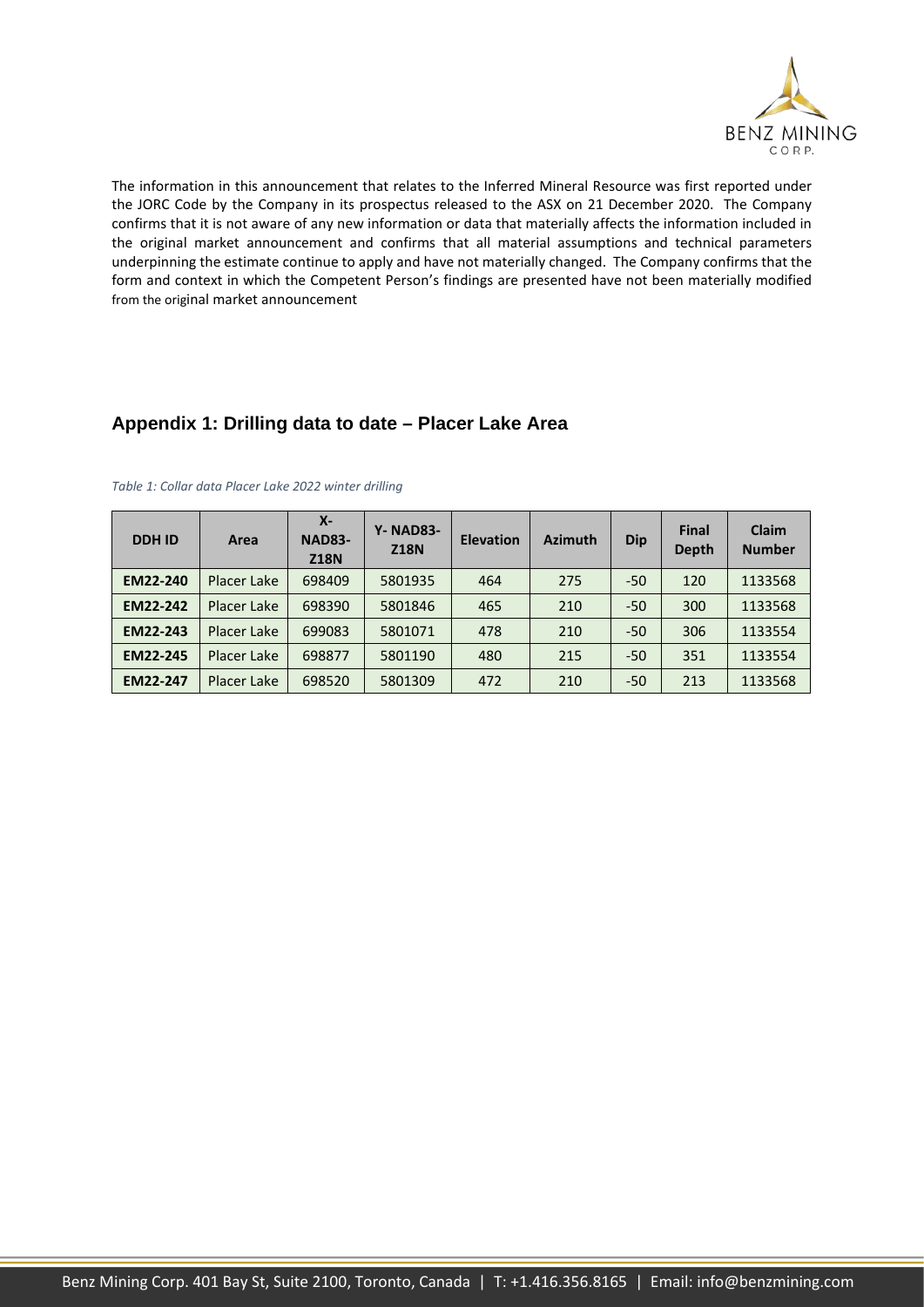The information in this announcement that relates to the Inferred Mineral Resource was first reported under the JORC Code by the Company in its prospectus released to the ASX on 21 December 2020. The Company confirms that it is not aware of any new information or data that materially affects the information included in the original market announcement and confirms that all material assumptions and technical parameters underpinning the estimate continue to apply and have not materially changed. The Company confirms that the form and context in which the Competent Person's findings are presented have not been materially modified from the original market announcement

## Appendix 1: Drilling data to date – Placer Lake Area

*Table 1: Collar data Placer Lake 2022 winter drilling*

| DDH ID | Area | X-NAD83-Z18N | Y- NAD83-Z18N | Elevation | Azimuth | Dip | Final Depth | Claim Number |
|---|---|---|---|---|---|---|---|---|
| EM22-240 | Placer Lake | 698409 | 5801935 | 464 | 275 | -50 | 120 | 1133568 |
| EM22-242 | Placer Lake | 698390 | 5801846 | 465 | 210 | -50 | 300 | 1133568 |
| EM22-243 | Placer Lake | 699083 | 5801071 | 478 | 210 | -50 | 306 | 1133554 |
| EM22-245 | Placer Lake | 698877 | 5801190 | 480 | 215 | -50 | 351 | 1133554 |
| EM22-247 | Placer Lake | 698520 | 5801309 | 472 | 210 | -50 | 213 | 1133568 |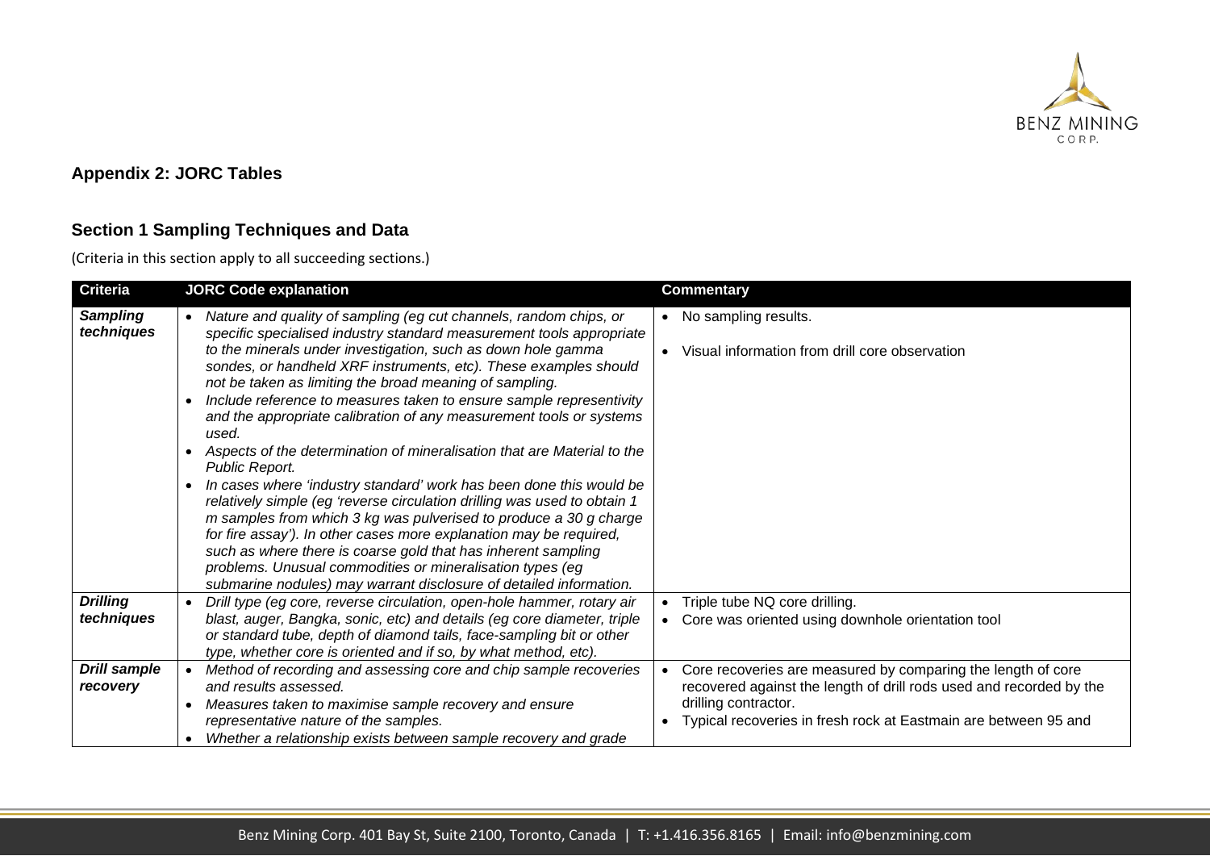## Appendix 2: JORC Tables

### Section 1 Sampling Techniques and Data

(Criteria in this section apply to all succeeding sections.)

| Criteria | JORC Code explanation | Commentary |
|---|---|---|
| ***Sampling techniques*** | • *Nature and quality of sampling (eg cut channels, random chips, or specific specialised industry standard measurement tools appropriate to the minerals under investigation, such as down hole gamma sondes, or handheld XRF instruments, etc). These examples should not be taken as limiting the broad meaning of sampling.*<br>• *Include reference to measures taken to ensure sample representivity and the appropriate calibration of any measurement tools or systems used.*<br>• *Aspects of the determination of mineralisation that are Material to the Public Report.*<br>• *In cases where 'industry standard' work has been done this would be relatively simple (eg 'reverse circulation drilling was used to obtain 1 m samples from which 3 kg was pulverised to produce a 30 g charge for fire assay'). In other cases more explanation may be required, such as where there is coarse gold that has inherent sampling problems. Unusual commodities or mineralisation types (eg submarine nodules) may warrant disclosure of detailed information.* | • No sampling results.<br>• Visual information from drill core observation |
| ***Drilling techniques*** | • *Drill type (eg core, reverse circulation, open-hole hammer, rotary air blast, auger, Bangka, sonic, etc) and details (eg core diameter, triple or standard tube, depth of diamond tails, face-sampling bit or other type, whether core is oriented and if so, by what method, etc).* | • Triple tube NQ core drilling.<br>• Core was oriented using downhole orientation tool |
| ***Drill sample recovery*** | • *Method of recording and assessing core and chip sample recoveries and results assessed.*<br>• *Measures taken to maximise sample recovery and ensure representative nature of the samples.*<br>• *Whether a relationship exists between sample recovery and grade* | • Core recoveries are measured by comparing the length of core recovered against the length of drill rods used and recorded by the drilling contractor.<br>• Typical recoveries in fresh rock at Eastmain are between 95 and |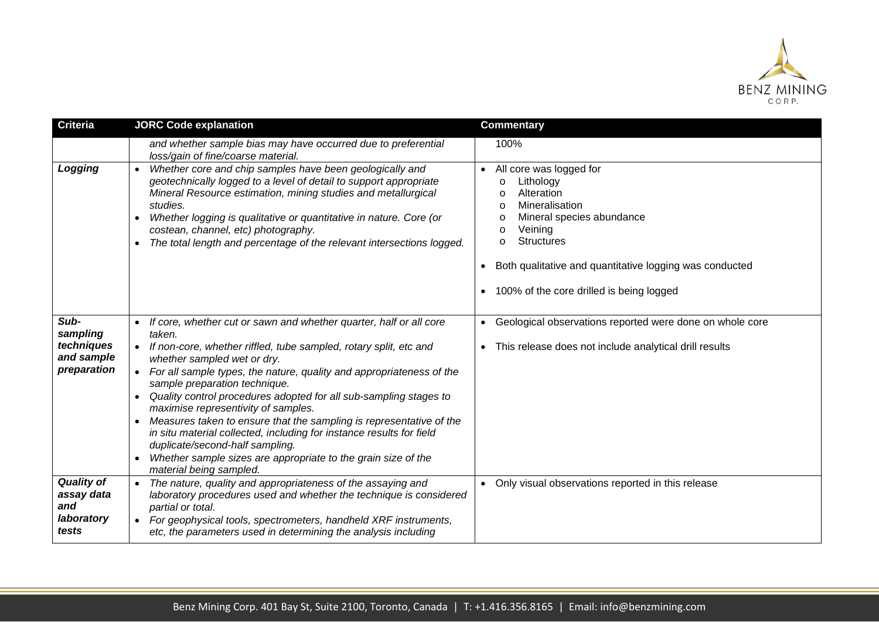| Criteria | JORC Code explanation | Commentary |
|---|---|---|
| | *and whether sample bias may have occurred due to preferential loss/gain of fine/coarse material.* | 100% |
| ***Logging*** | • *Whether core and chip samples have been geologically and geotechnically logged to a level of detail to support appropriate Mineral Resource estimation, mining studies and metallurgical studies.*<br>• *Whether logging is qualitative or quantitative in nature. Core (or costean, channel, etc) photography.*<br>• *The total length and percentage of the relevant intersections logged.* | • All core was logged for<br>o Lithology<br>o Alteration<br>o Mineralisation<br>o Mineral species abundance<br>o Veining<br>o Structures<br>• Both qualitative and quantitative logging was conducted<br>• 100% of the core drilled is being logged |
| ***Sub-sampling techniques and sample preparation*** | • *If core, whether cut or sawn and whether quarter, half or all core taken.*<br>• *If non-core, whether riffled, tube sampled, rotary split, etc and whether sampled wet or dry.*<br>• *For all sample types, the nature, quality and appropriateness of the sample preparation technique.*<br>• *Quality control procedures adopted for all sub-sampling stages to maximise representivity of samples.*<br>• *Measures taken to ensure that the sampling is representative of the in situ material collected, including for instance results for field duplicate/second-half sampling.*<br>• *Whether sample sizes are appropriate to the grain size of the material being sampled.* | • Geological observations reported were done on whole core<br>• This release does not include analytical drill results |
| ***Quality of assay data and laboratory tests*** | • *The nature, quality and appropriateness of the assaying and laboratory procedures used and whether the technique is considered partial or total.*<br>• *For geophysical tools, spectrometers, handheld XRF instruments, etc, the parameters used in determining the analysis including* | • Only visual observations reported in this release |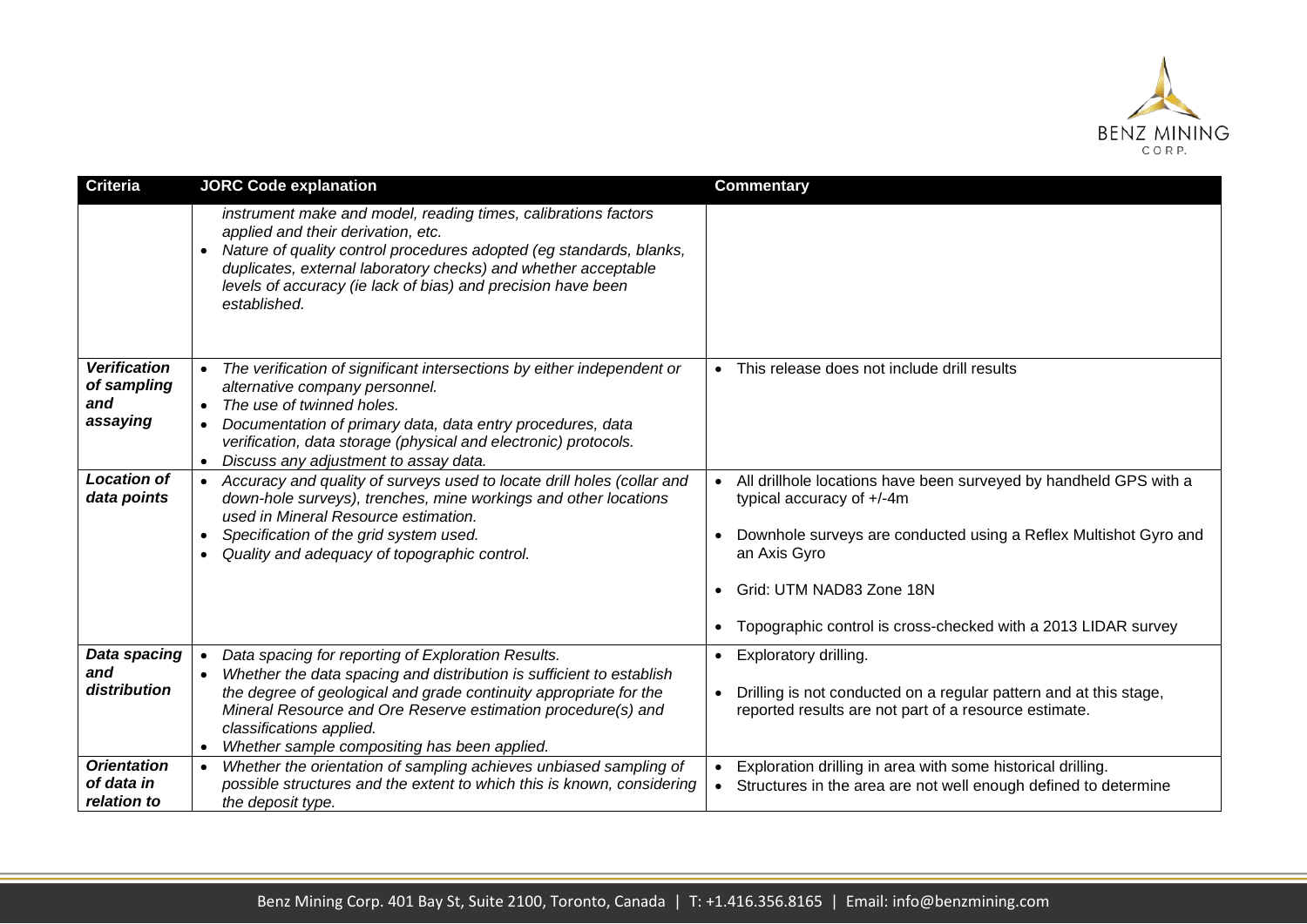| Criteria | JORC Code explanation | Commentary |
|---|---|---|
| | *instrument make and model, reading times, calibrations factors applied and their derivation, etc.*<br>• *Nature of quality control procedures adopted (eg standards, blanks, duplicates, external laboratory checks) and whether acceptable levels of accuracy (ie lack of bias) and precision have been established.* | |
| ***Verification of sampling and assaying*** | • *The verification of significant intersections by either independent or alternative company personnel.*<br>• *The use of twinned holes.*<br>• *Documentation of primary data, data entry procedures, data verification, data storage (physical and electronic) protocols.*<br>• *Discuss any adjustment to assay data.* | • This release does not include drill results |
| ***Location of data points*** | • *Accuracy and quality of surveys used to locate drill holes (collar and down-hole surveys), trenches, mine workings and other locations used in Mineral Resource estimation.*<br>• *Specification of the grid system used.*<br>• *Quality and adequacy of topographic control.* | • All drillhole locations have been surveyed by handheld GPS with a typical accuracy of +/-4m<br>• Downhole surveys are conducted using a Reflex Multishot Gyro and an Axis Gyro<br>• Grid: UTM NAD83 Zone 18N<br>• Topographic control is cross-checked with a 2013 LIDAR survey |
| ***Data spacing and distribution*** | • *Data spacing for reporting of Exploration Results.*<br>• *Whether the data spacing and distribution is sufficient to establish the degree of geological and grade continuity appropriate for the Mineral Resource and Ore Reserve estimation procedure(s) and classifications applied.*<br>• *Whether sample compositing has been applied.* | • Exploratory drilling.<br>• Drilling is not conducted on a regular pattern and at this stage, reported results are not part of a resource estimate. |
| ***Orientation of data in relation to*** | • *Whether the orientation of sampling achieves unbiased sampling of possible structures and the extent to which this is known, considering the deposit type.* | • Exploration drilling in area with some historical drilling.<br>• Structures in the area are not well enough defined to determine |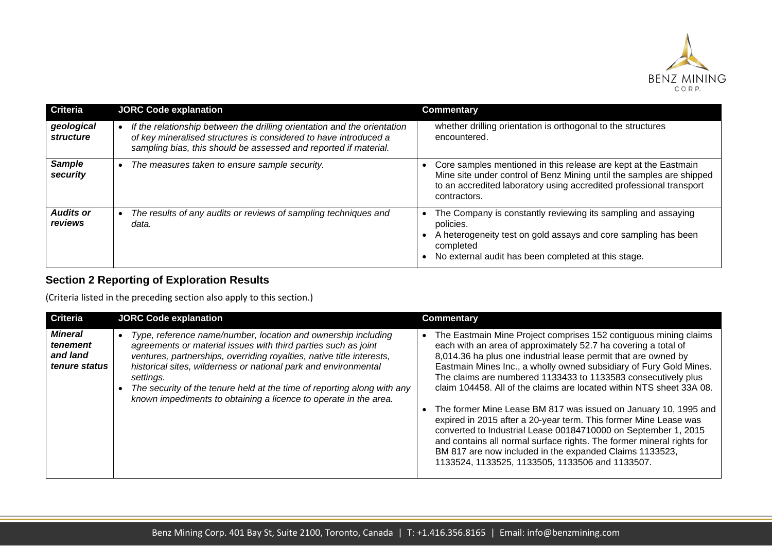| Criteria | JORC Code explanation | Commentary |
|---|---|---|
| ***geological structure*** | • *If the relationship between the drilling orientation and the orientation of key mineralised structures is considered to have introduced a sampling bias, this should be assessed and reported if material.* | whether drilling orientation is orthogonal to the structures encountered. |
| ***Sample security*** | • *The measures taken to ensure sample security.* | • Core samples mentioned in this release are kept at the Eastmain Mine site under control of Benz Mining until the samples are shipped to an accredited laboratory using accredited professional transport contractors. |
| ***Audits or reviews*** | • *The results of any audits or reviews of sampling techniques and data.* | • The Company is constantly reviewing its sampling and assaying policies.<br>• A heterogeneity test on gold assays and core sampling has been completed<br>• No external audit has been completed at this stage. |

## Section 2 Reporting of Exploration Results

(Criteria listed in the preceding section also apply to this section.)

| Criteria | JORC Code explanation | Commentary |
|---|---|---|
| ***Mineral tenement and land tenure status*** | • *Type, reference name/number, location and ownership including agreements or material issues with third parties such as joint ventures, partnerships, overriding royalties, native title interests, historical sites, wilderness or national park and environmental settings.*<br>• *The security of the tenure held at the time of reporting along with any known impediments to obtaining a licence to operate in the area.* | • The Eastmain Mine Project comprises 152 contiguous mining claims each with an area of approximately 52.7 ha covering a total of 8,014.36 ha plus one industrial lease permit that are owned by Eastmain Mines Inc., a wholly owned subsidiary of Fury Gold Mines. The claims are numbered 1133433 to 1133583 consecutively plus claim 104458. All of the claims are located within NTS sheet 33A 08.<br>• The former Mine Lease BM 817 was issued on January 10, 1995 and expired in 2015 after a 20-year term. This former Mine Lease was converted to Industrial Lease 00184710000 on September 1, 2015 and contains all normal surface rights. The former mineral rights for BM 817 are now included in the expanded Claims 1133523, 1133524, 1133525, 1133505, 1133506 and 1133507. |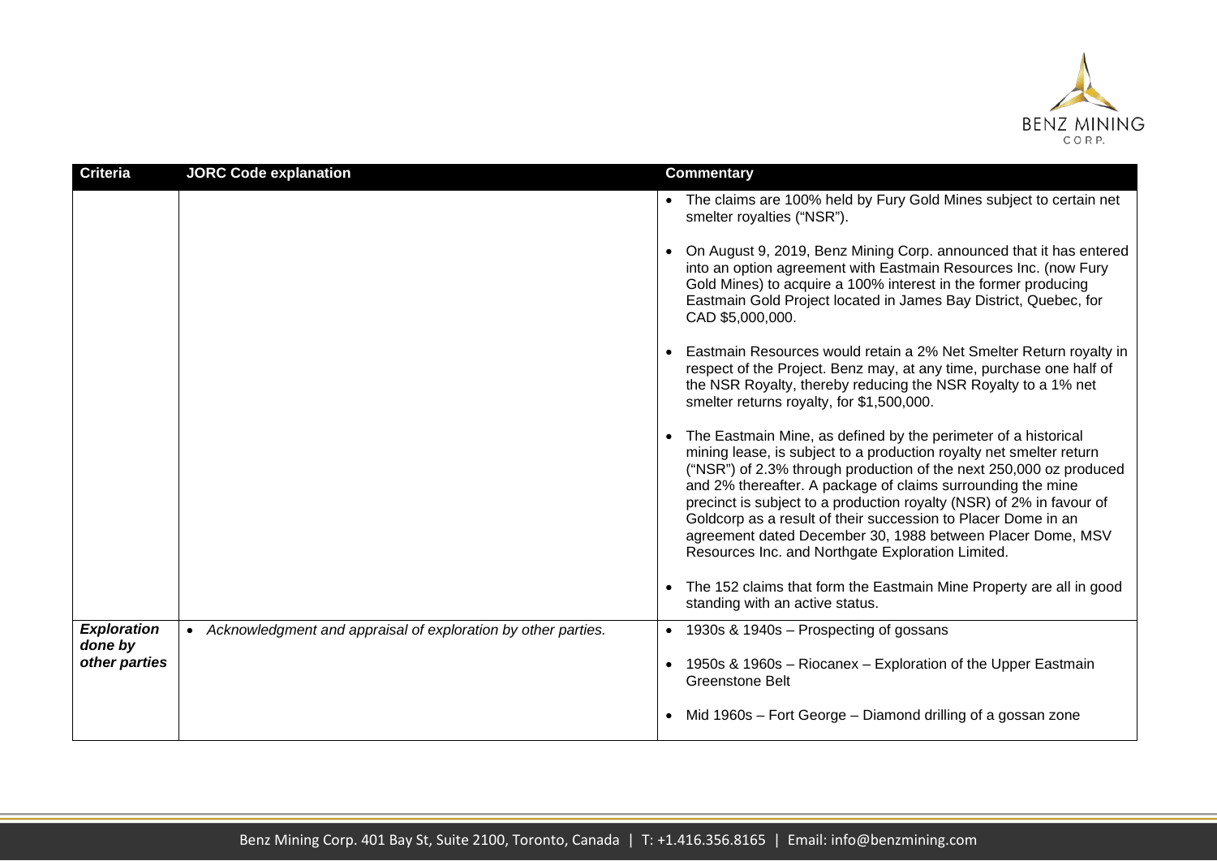| Criteria | JORC Code explanation | Commentary |
|---|---|---|
| | | • The claims are 100% held by Fury Gold Mines subject to certain net smelter royalties ("NSR").<br><br>• On August 9, 2019, Benz Mining Corp. announced that it has entered into an option agreement with Eastmain Resources Inc. (now Fury Gold Mines) to acquire a 100% interest in the former producing Eastmain Gold Project located in James Bay District, Quebec, for CAD $5,000,000.<br><br>• Eastmain Resources would retain a 2% Net Smelter Return royalty in respect of the Project. Benz may, at any time, purchase one half of the NSR Royalty, thereby reducing the NSR Royalty to a 1% net smelter returns royalty, for $1,500,000.<br><br>• The Eastmain Mine, as defined by the perimeter of a historical mining lease, is subject to a production royalty net smelter return ("NSR") of 2.3% through production of the next 250,000 oz produced and 2% thereafter. A package of claims surrounding the mine precinct is subject to a production royalty (NSR) of 2% in favour of Goldcorp as a result of their succession to Placer Dome in an agreement dated December 30, 1988 between Placer Dome, MSV Resources Inc. and Northgate Exploration Limited.<br><br>• The 152 claims that form the Eastmain Mine Property are all in good standing with an active status. |
| ***Exploration done by other parties*** | • *Acknowledgment and appraisal of exploration by other parties.* | • 1930s & 1940s – Prospecting of gossans<br><br>• 1950s & 1960s – Riocanex – Exploration of the Upper Eastmain Greenstone Belt<br><br>• Mid 1960s – Fort George – Diamond drilling of a gossan zone |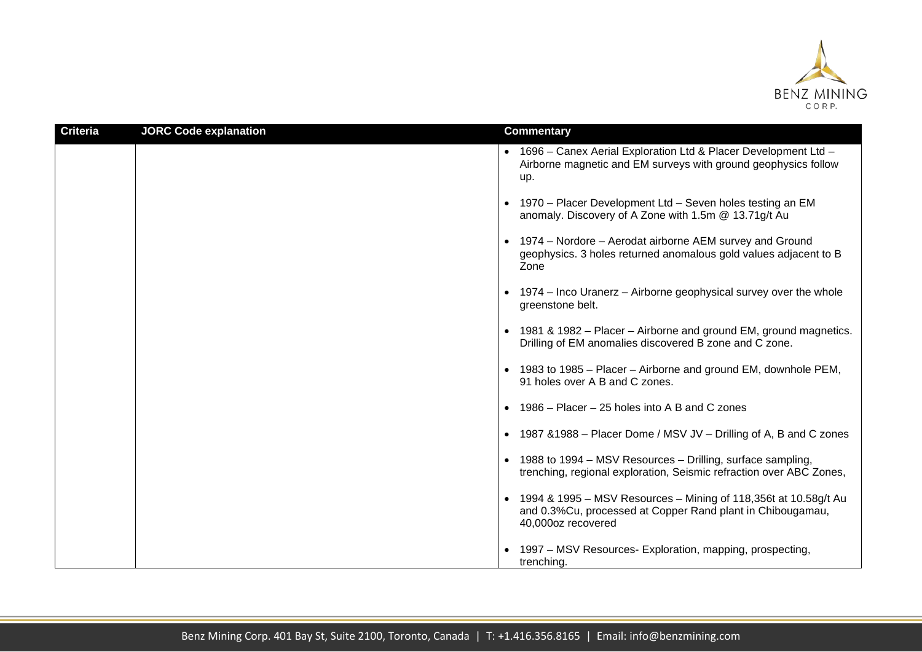| Criteria | JORC Code explanation | Commentary |
|---|---|---|
| | | • 1696 – Canex Aerial Exploration Ltd & Placer Development Ltd – Airborne magnetic and EM surveys with ground geophysics follow up.<br><br>• 1970 – Placer Development Ltd – Seven holes testing an EM anomaly. Discovery of A Zone with 1.5m @ 13.71g/t Au<br><br>• 1974 – Nordore – Aerodat airborne AEM survey and Ground geophysics. 3 holes returned anomalous gold values adjacent to B Zone<br><br>• 1974 – Inco Uranerz – Airborne geophysical survey over the whole greenstone belt.<br><br>• 1981 & 1982 – Placer – Airborne and ground EM, ground magnetics. Drilling of EM anomalies discovered B zone and C zone.<br><br>• 1983 to 1985 – Placer – Airborne and ground EM, downhole PEM, 91 holes over A B and C zones.<br><br>• 1986 – Placer – 25 holes into A B and C zones<br><br>• 1987 &1988 – Placer Dome / MSV JV – Drilling of A, B and C zones<br><br>• 1988 to 1994 – MSV Resources – Drilling, surface sampling, trenching, regional exploration, Seismic refraction over ABC Zones,<br><br>• 1994 & 1995 – MSV Resources – Mining of 118,356t at 10.58g/t Au and 0.3%Cu, processed at Copper Rand plant in Chibougamau, 40,000oz recovered<br><br>• 1997 – MSV Resources- Exploration, mapping, prospecting, trenching. |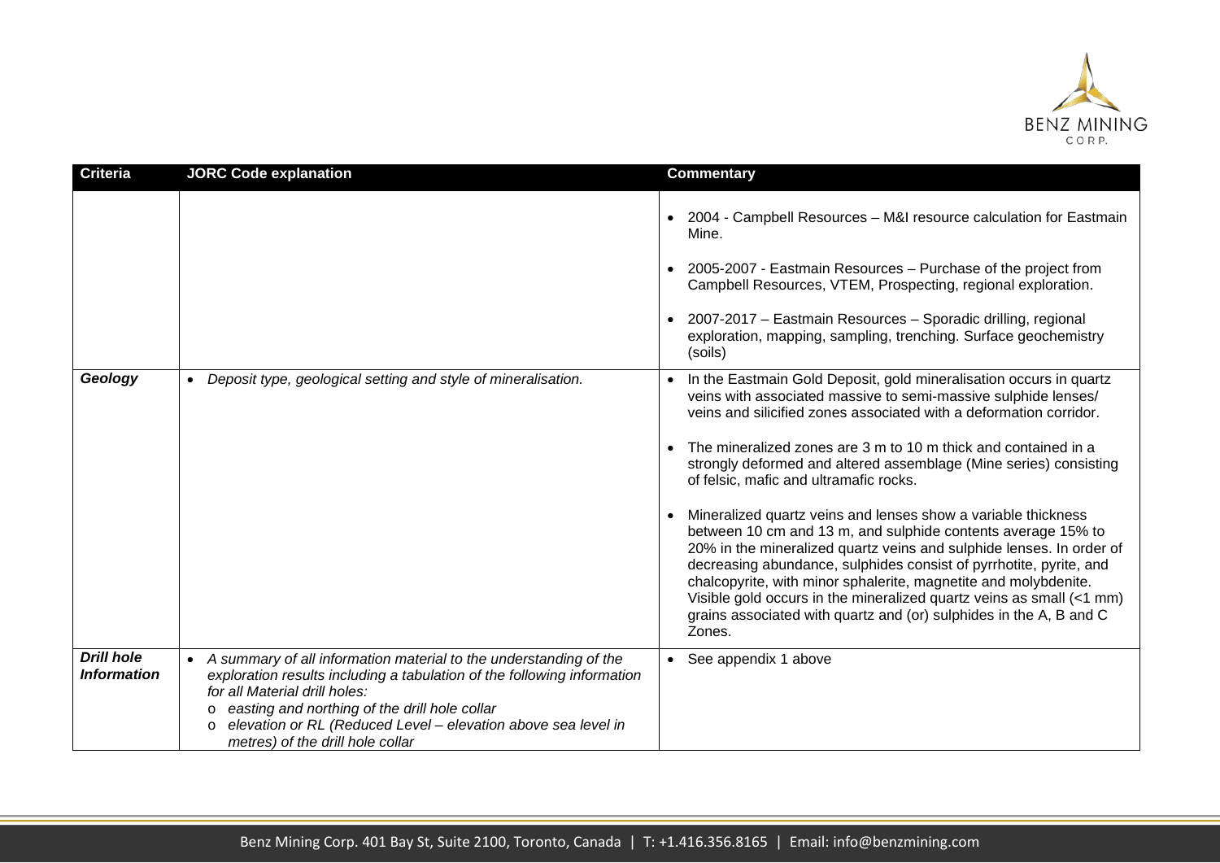| Criteria | JORC Code explanation | Commentary |
|---|---|---|
| | | • 2004 - Campbell Resources – M&I resource calculation for Eastmain Mine.<br><br>• 2005-2007 - Eastmain Resources – Purchase of the project from Campbell Resources, VTEM, Prospecting, regional exploration.<br><br>• 2007-2017 – Eastmain Resources – Sporadic drilling, regional exploration, mapping, sampling, trenching. Surface geochemistry (soils) |
| ***Geology*** | • *Deposit type, geological setting and style of mineralisation.* | • In the Eastmain Gold Deposit, gold mineralisation occurs in quartz veins with associated massive to semi-massive sulphide lenses/ veins and silicified zones associated with a deformation corridor.<br><br>• The mineralized zones are 3 m to 10 m thick and contained in a strongly deformed and altered assemblage (Mine series) consisting of felsic, mafic and ultramafic rocks.<br><br>• Mineralized quartz veins and lenses show a variable thickness between 10 cm and 13 m, and sulphide contents average 15% to 20% in the mineralized quartz veins and sulphide lenses. In order of decreasing abundance, sulphides consist of pyrrhotite, pyrite, and chalcopyrite, with minor sphalerite, magnetite and molybdenite. Visible gold occurs in the mineralized quartz veins as small (<1 mm) grains associated with quartz and (or) sulphides in the A, B and C Zones. |
| ***Drill hole Information*** | • *A summary of all information material to the understanding of the exploration results including a tabulation of the following information for all Material drill holes:*<br>o *easting and northing of the drill hole collar*<br>o *elevation or RL (Reduced Level – elevation above sea level in metres) of the drill hole collar* | • See appendix 1 above |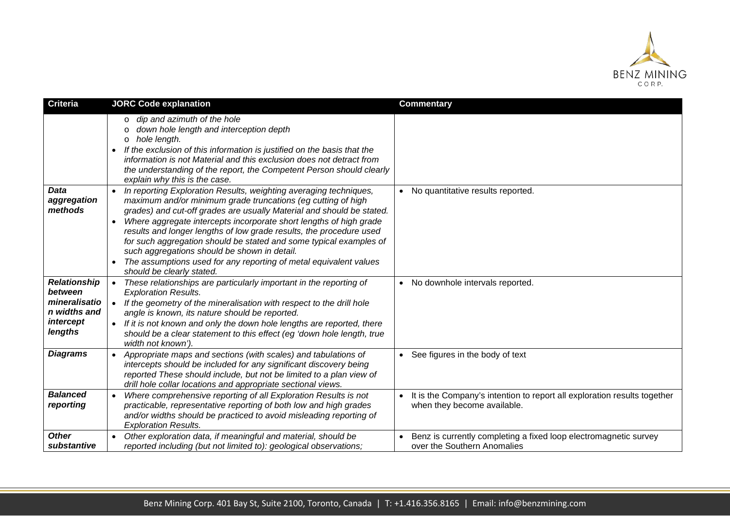| Criteria | JORC Code explanation | Commentary |
|---|---|---|
| | o *dip and azimuth of the hole*<br>o *down hole length and interception depth*<br>o *hole length.*<br>• *If the exclusion of this information is justified on the basis that the information is not Material and this exclusion does not detract from the understanding of the report, the Competent Person should clearly explain why this is the case.* | |
| ***Data aggregation methods*** | • *In reporting Exploration Results, weighting averaging techniques, maximum and/or minimum grade truncations (eg cutting of high grades) and cut-off grades are usually Material and should be stated.*<br>• *Where aggregate intercepts incorporate short lengths of high grade results and longer lengths of low grade results, the procedure used for such aggregation should be stated and some typical examples of such aggregations should be shown in detail.*<br>• *The assumptions used for any reporting of metal equivalent values should be clearly stated.* | • No quantitative results reported. |
| ***Relationship between mineralisation widths and intercept lengths*** | • *These relationships are particularly important in the reporting of Exploration Results.*<br>• *If the geometry of the mineralisation with respect to the drill hole angle is known, its nature should be reported.*<br>• *If it is not known and only the down hole lengths are reported, there should be a clear statement to this effect (eg 'down hole length, true width not known').* | • No downhole intervals reported. |
| ***Diagrams*** | • *Appropriate maps and sections (with scales) and tabulations of intercepts should be included for any significant discovery being reported These should include, but not be limited to a plan view of drill hole collar locations and appropriate sectional views.* | • See figures in the body of text |
| ***Balanced reporting*** | • *Where comprehensive reporting of all Exploration Results is not practicable, representative reporting of both low and high grades and/or widths should be practiced to avoid misleading reporting of Exploration Results.* | • It is the Company's intention to report all exploration results together when they become available. |
| ***Other substantive*** | • *Other exploration data, if meaningful and material, should be reported including (but not limited to): geological observations;* | • Benz is currently completing a fixed loop electromagnetic survey over the Southern Anomalies |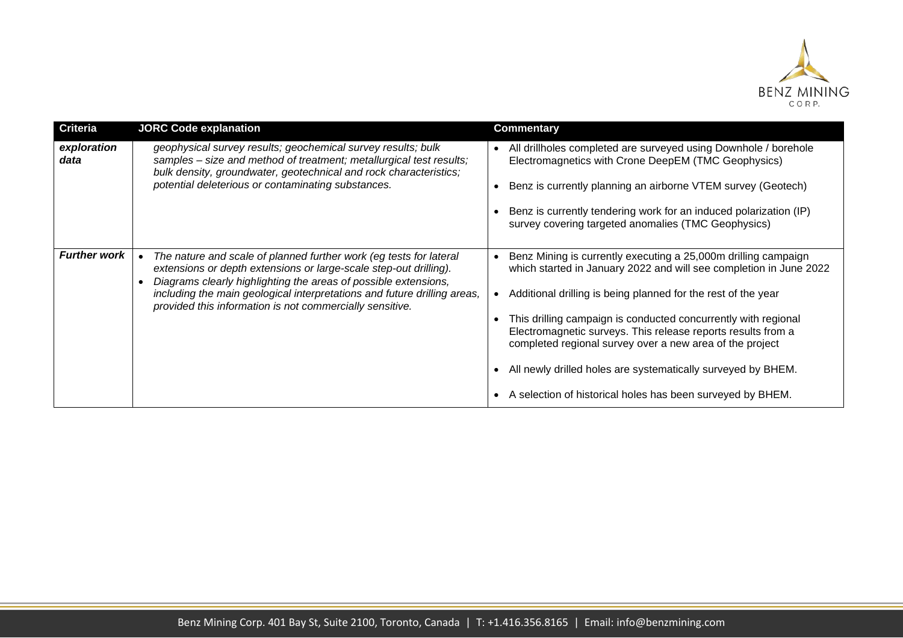| Criteria | JORC Code explanation | Commentary |
|---|---|---|
| ***exploration data*** | *geophysical survey results; geochemical survey results; bulk samples – size and method of treatment; metallurgical test results; bulk density, groundwater, geotechnical and rock characteristics; potential deleterious or contaminating substances.* | • All drillholes completed are surveyed using Downhole / borehole Electromagnetics with Crone DeepEM (TMC Geophysics)<br><br>• Benz is currently planning an airborne VTEM survey (Geotech)<br><br>• Benz is currently tendering work for an induced polarization (IP) survey covering targeted anomalies (TMC Geophysics) |
| ***Further work*** | • *The nature and scale of planned further work (eg tests for lateral extensions or depth extensions or large-scale step-out drilling).*<br>• *Diagrams clearly highlighting the areas of possible extensions, including the main geological interpretations and future drilling areas, provided this information is not commercially sensitive.* | • Benz Mining is currently executing a 25,000m drilling campaign which started in January 2022 and will see completion in June 2022<br><br>• Additional drilling is being planned for the rest of the year<br><br>• This drilling campaign is conducted concurrently with regional Electromagnetic surveys. This release reports results from a completed regional survey over a new area of the project<br><br>• All newly drilled holes are systematically surveyed by BHEM.<br><br>• A selection of historical holes has been surveyed by BHEM. |